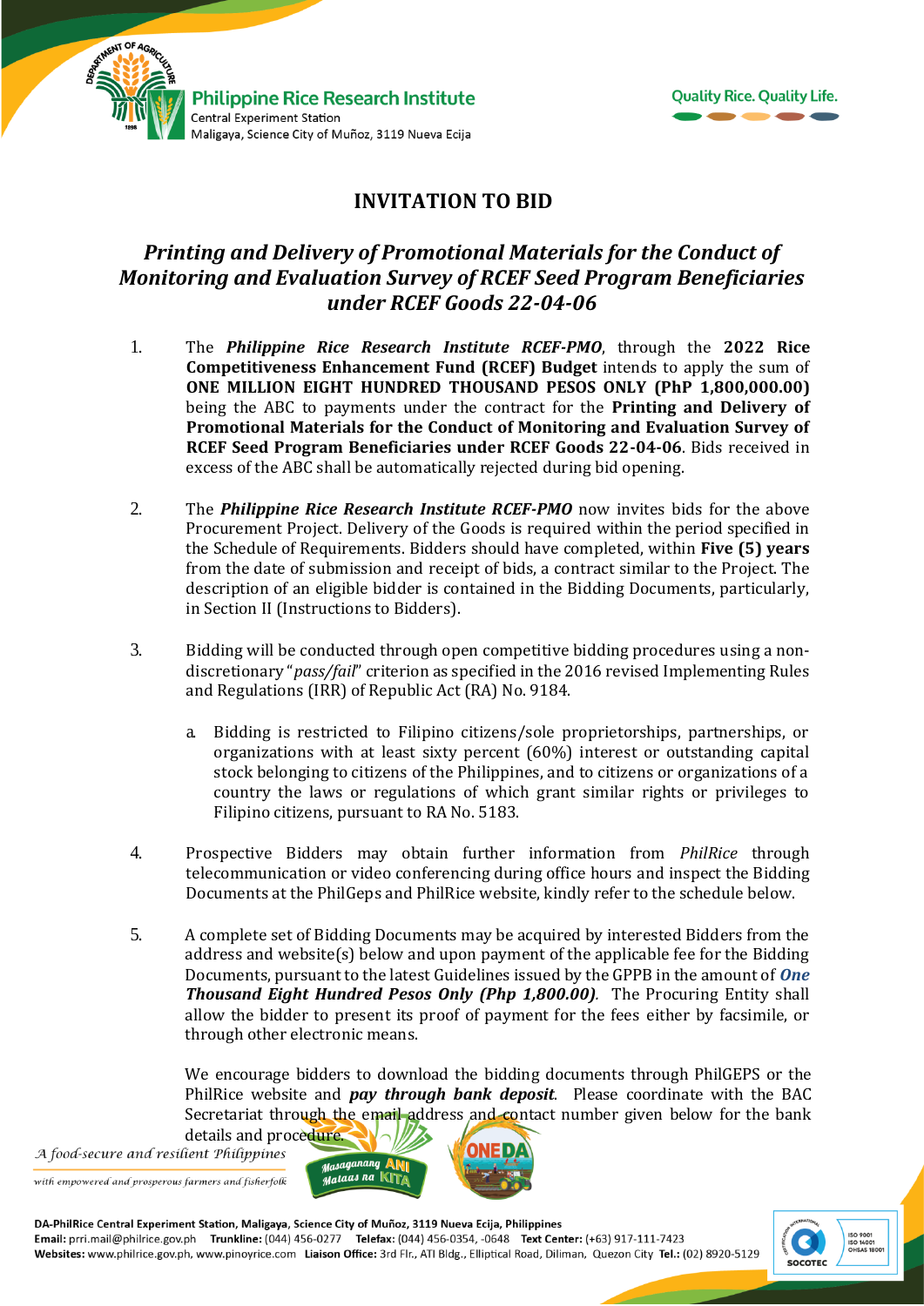# INVITATION TO BID

## *Printing and Delivery of Promotional Materials for the Conduct of Monitoring and Evaluation Survey of RCEF Seed Program Beneficiaries under RCEF Goods 22-04-06*

1. The ***Philippine Rice Research Institute RCEF-PMO***, through the **2022 Rice Competitiveness Enhancement Fund (RCEF) Budget** intends to apply the sum of **ONE MILLION EIGHT HUNDRED THOUSAND PESOS ONLY (PhP 1,800,000.00)** being the ABC to payments under the contract for the **Printing and Delivery of Promotional Materials for the Conduct of Monitoring and Evaluation Survey of RCEF Seed Program Beneficiaries under RCEF Goods 22-04-06**. Bids received in excess of the ABC shall be automatically rejected during bid opening.

2. The ***Philippine Rice Research Institute RCEF-PMO*** now invites bids for the above Procurement Project. Delivery of the Goods is required within the period specified in the Schedule of Requirements. Bidders should have completed, within **Five (5) years** from the date of submission and receipt of bids, a contract similar to the Project. The description of an eligible bidder is contained in the Bidding Documents, particularly, in Section II (Instructions to Bidders).

3. Bidding will be conducted through open competitive bidding procedures using a non-discretionary "*pass/fail*" criterion as specified in the 2016 revised Implementing Rules and Regulations (IRR) of Republic Act (RA) No. 9184.

   a. Bidding is restricted to Filipino citizens/sole proprietorships, partnerships, or organizations with at least sixty percent (60%) interest or outstanding capital stock belonging to citizens of the Philippines, and to citizens or organizations of a country the laws or regulations of which grant similar rights or privileges to Filipino citizens, pursuant to RA No. 5183.

4. Prospective Bidders may obtain further information from *PhilRice* through telecommunication or video conferencing during office hours and inspect the Bidding Documents at the PhilGeps and PhilRice website, kindly refer to the schedule below.

5. A complete set of Bidding Documents may be acquired by interested Bidders from the address and website(s) below and upon payment of the applicable fee for the Bidding Documents, pursuant to the latest Guidelines issued by the GPPB in the amount of ***One Thousand Eight Hundred Pesos Only (Php 1,800.00)***. The Procuring Entity shall allow the bidder to present its proof of payment for the fees either by facsimile, or through other electronic means.

   We encourage bidders to download the bidding documents through PhilGEPS or the PhilRice website and ***pay through bank deposit***. Please coordinate with the BAC Secretariat through the email address and contact number given below for the bank details and procedure.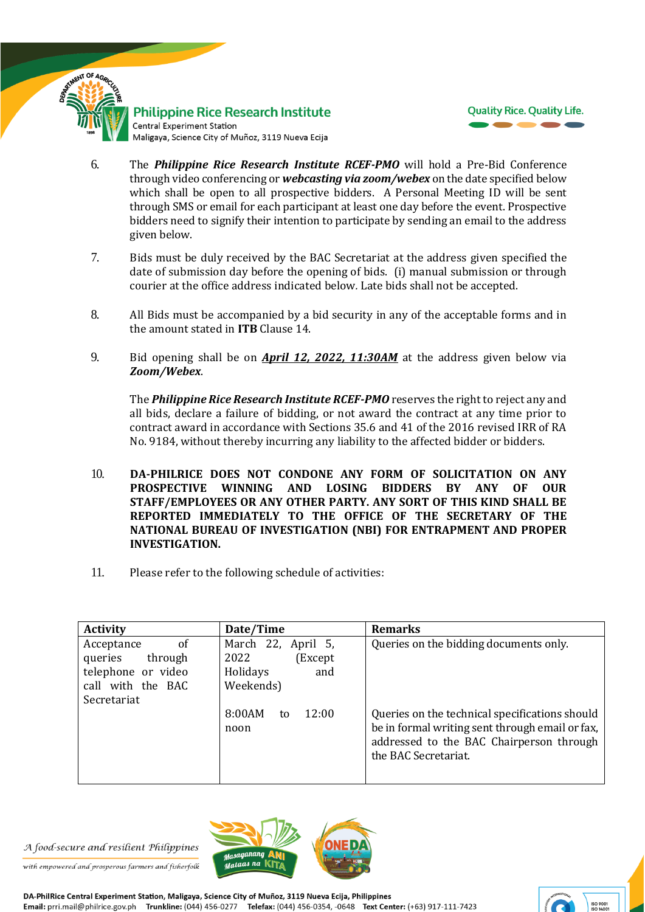6. The ***Philippine Rice Research Institute RCEF-PMO*** will hold a Pre-Bid Conference through video conferencing or ***webcasting via zoom/webex*** on the date specified below which shall be open to all prospective bidders. A Personal Meeting ID will be sent through SMS or email for each participant at least one day before the event. Prospective bidders need to signify their intention to participate by sending an email to the address given below.

7. Bids must be duly received by the BAC Secretariat at the address given specified the date of submission day before the opening of bids. (i) manual submission or through courier at the office address indicated below. Late bids shall not be accepted.

8. All Bids must be accompanied by a bid security in any of the acceptable forms and in the amount stated in **ITB** Clause 14.

9. Bid opening shall be on ***April 12, 2022, 11:30AM*** at the address given below via ***Zoom/Webex***.

   The ***Philippine Rice Research Institute RCEF-PMO*** reserves the right to reject any and all bids, declare a failure of bidding, or not award the contract at any time prior to contract award in accordance with Sections 35.6 and 41 of the 2016 revised IRR of RA No. 9184, without thereby incurring any liability to the affected bidder or bidders.

10. **DA-PHILRICE DOES NOT CONDONE ANY FORM OF SOLICITATION ON ANY PROSPECTIVE WINNING AND LOSING BIDDERS BY ANY OF OUR STAFF/EMPLOYEES OR ANY OTHER PARTY. ANY SORT OF THIS KIND SHALL BE REPORTED IMMEDIATELY TO THE OFFICE OF THE SECRETARY OF THE NATIONAL BUREAU OF INVESTIGATION (NBI) FOR ENTRAPMENT AND PROPER INVESTIGATION.**

11. Please refer to the following schedule of activities:

| Activity | Date/Time | Remarks |
|---|---|---|
| Acceptance of queries through telephone or video call with the BAC Secretariat | March 22, April 5, 2022 (Except Holidays and Weekends)<br><br>8:00AM to 12:00 noon | Queries on the bidding documents only.<br><br>Queries on the technical specifications should be in formal writing sent through email or fax, addressed to the BAC Chairperson through the BAC Secretariat. |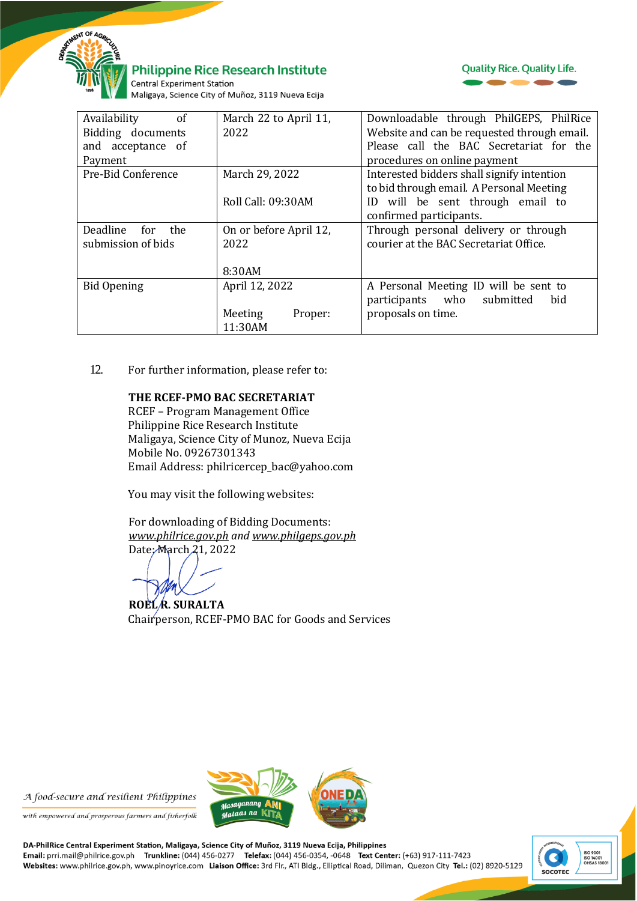| | | |
|---|---|---|
| Availability of Bidding documents and acceptance of Payment | March 22 to April 11, 2022 | Downloadable through PhilGEPS, PhilRice Website and can be requested through email. Please call the BAC Secretariat for the procedures on online payment |
| Pre-Bid Conference | March 29, 2022<br><br>Roll Call: 09:30AM | Interested bidders shall signify intention to bid through email. A Personal Meeting ID will be sent through email to confirmed participants. |
| Deadline for the submission of bids | On or before April 12, 2022<br><br>8:30AM | Through personal delivery or through courier at the BAC Secretariat Office. |
| Bid Opening | April 12, 2022<br><br>Meeting Proper: 11:30AM | A Personal Meeting ID will be sent to participants who submitted bid proposals on time. |

12. For further information, please refer to:

**THE RCEF-PMO BAC SECRETARIAT**
RCEF – Program Management Office
Philippine Rice Research Institute
Maligaya, Science City of Munoz, Nueva Ecija
Mobile No. 09267301343
Email Address: philricercep_bac@yahoo.com

You may visit the following websites:

For downloading of Bidding Documents:
*www.philrice.gov.ph and www.philgeps.gov.ph*
Date: March 21, 2022

**ROEL R. SURALTA**
Chairperson, RCEF-PMO BAC for Goods and Services